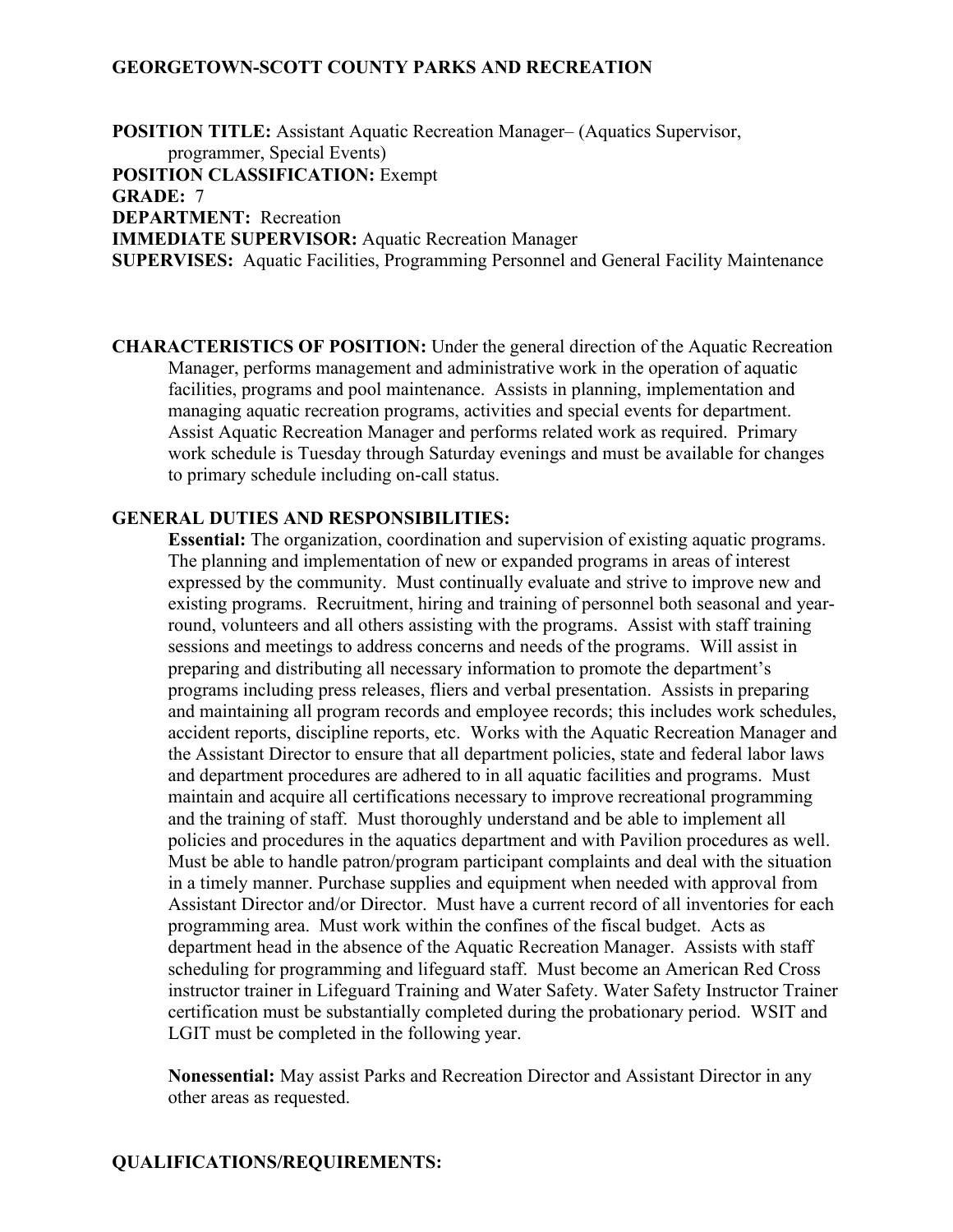## GEORGETOWN-SCOTT COUNTY PARKS AND RECREATION

**POSITION TITLE:** Assistant Aquatic Recreation Manager– (Aquatics Supervisor, programmer, Special Events)
**POSITION CLASSIFICATION:** Exempt
**GRADE:** 7
**DEPARTMENT:** Recreation
**IMMEDIATE SUPERVISOR:** Aquatic Recreation Manager
**SUPERVISES:** Aquatic Facilities, Programming Personnel and General Facility Maintenance

**CHARACTERISTICS OF POSITION:** Under the general direction of the Aquatic Recreation Manager, performs management and administrative work in the operation of aquatic facilities, programs and pool maintenance. Assists in planning, implementation and managing aquatic recreation programs, activities and special events for department. Assist Aquatic Recreation Manager and performs related work as required. Primary work schedule is Tuesday through Saturday evenings and must be available for changes to primary schedule including on-call status.

**GENERAL DUTIES AND RESPONSIBILITIES:**

**Essential:** The organization, coordination and supervision of existing aquatic programs. The planning and implementation of new or expanded programs in areas of interest expressed by the community. Must continually evaluate and strive to improve new and existing programs. Recruitment, hiring and training of personnel both seasonal and year-round, volunteers and all others assisting with the programs. Assist with staff training sessions and meetings to address concerns and needs of the programs. Will assist in preparing and distributing all necessary information to promote the department's programs including press releases, fliers and verbal presentation. Assists in preparing and maintaining all program records and employee records; this includes work schedules, accident reports, discipline reports, etc. Works with the Aquatic Recreation Manager and the Assistant Director to ensure that all department policies, state and federal labor laws and department procedures are adhered to in all aquatic facilities and programs. Must maintain and acquire all certifications necessary to improve recreational programming and the training of staff. Must thoroughly understand and be able to implement all policies and procedures in the aquatics department and with Pavilion procedures as well. Must be able to handle patron/program participant complaints and deal with the situation in a timely manner. Purchase supplies and equipment when needed with approval from Assistant Director and/or Director. Must have a current record of all inventories for each programming area. Must work within the confines of the fiscal budget. Acts as department head in the absence of the Aquatic Recreation Manager. Assists with staff scheduling for programming and lifeguard staff. Must become an American Red Cross instructor trainer in Lifeguard Training and Water Safety. Water Safety Instructor Trainer certification must be substantially completed during the probationary period. WSIT and LGIT must be completed in the following year.

**Nonessential:** May assist Parks and Recreation Director and Assistant Director in any other areas as requested.

**QUALIFICATIONS/REQUIREMENTS:**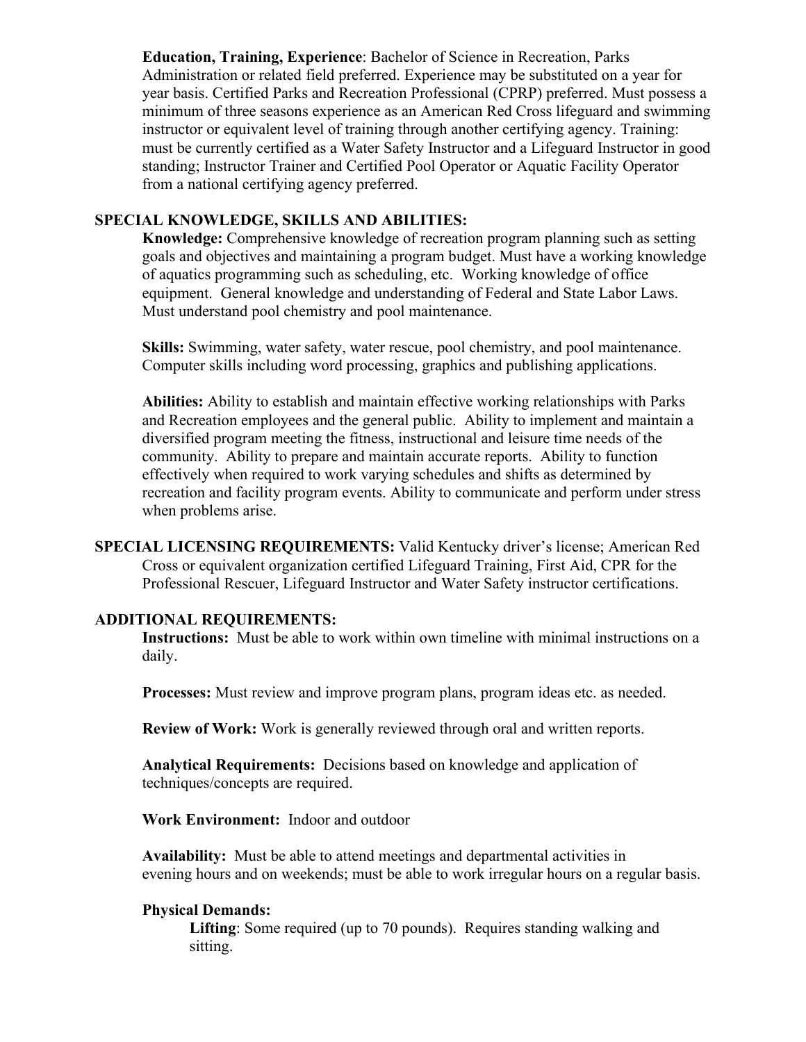**Education, Training, Experience**: Bachelor of Science in Recreation, Parks Administration or related field preferred. Experience may be substituted on a year for year basis. Certified Parks and Recreation Professional (CPRP) preferred. Must possess a minimum of three seasons experience as an American Red Cross lifeguard and swimming instructor or equivalent level of training through another certifying agency. Training: must be currently certified as a Water Safety Instructor and a Lifeguard Instructor in good standing; Instructor Trainer and Certified Pool Operator or Aquatic Facility Operator from a national certifying agency preferred.

**SPECIAL KNOWLEDGE, SKILLS AND ABILITIES:**

**Knowledge:** Comprehensive knowledge of recreation program planning such as setting goals and objectives and maintaining a program budget. Must have a working knowledge of aquatics programming such as scheduling, etc. Working knowledge of office equipment. General knowledge and understanding of Federal and State Labor Laws. Must understand pool chemistry and pool maintenance.

**Skills:** Swimming, water safety, water rescue, pool chemistry, and pool maintenance. Computer skills including word processing, graphics and publishing applications.

**Abilities:** Ability to establish and maintain effective working relationships with Parks and Recreation employees and the general public. Ability to implement and maintain a diversified program meeting the fitness, instructional and leisure time needs of the community. Ability to prepare and maintain accurate reports. Ability to function effectively when required to work varying schedules and shifts as determined by recreation and facility program events. Ability to communicate and perform under stress when problems arise.

**SPECIAL LICENSING REQUIREMENTS:** Valid Kentucky driver's license; American Red Cross or equivalent organization certified Lifeguard Training, First Aid, CPR for the Professional Rescuer, Lifeguard Instructor and Water Safety instructor certifications.

**ADDITIONAL REQUIREMENTS:**

**Instructions:** Must be able to work within own timeline with minimal instructions on a daily.

**Processes:** Must review and improve program plans, program ideas etc. as needed.

**Review of Work:** Work is generally reviewed through oral and written reports.

**Analytical Requirements:** Decisions based on knowledge and application of techniques/concepts are required.

**Work Environment:** Indoor and outdoor

**Availability:** Must be able to attend meetings and departmental activities in evening hours and on weekends; must be able to work irregular hours on a regular basis.

**Physical Demands:**

**Lifting**: Some required (up to 70 pounds). Requires standing walking and sitting.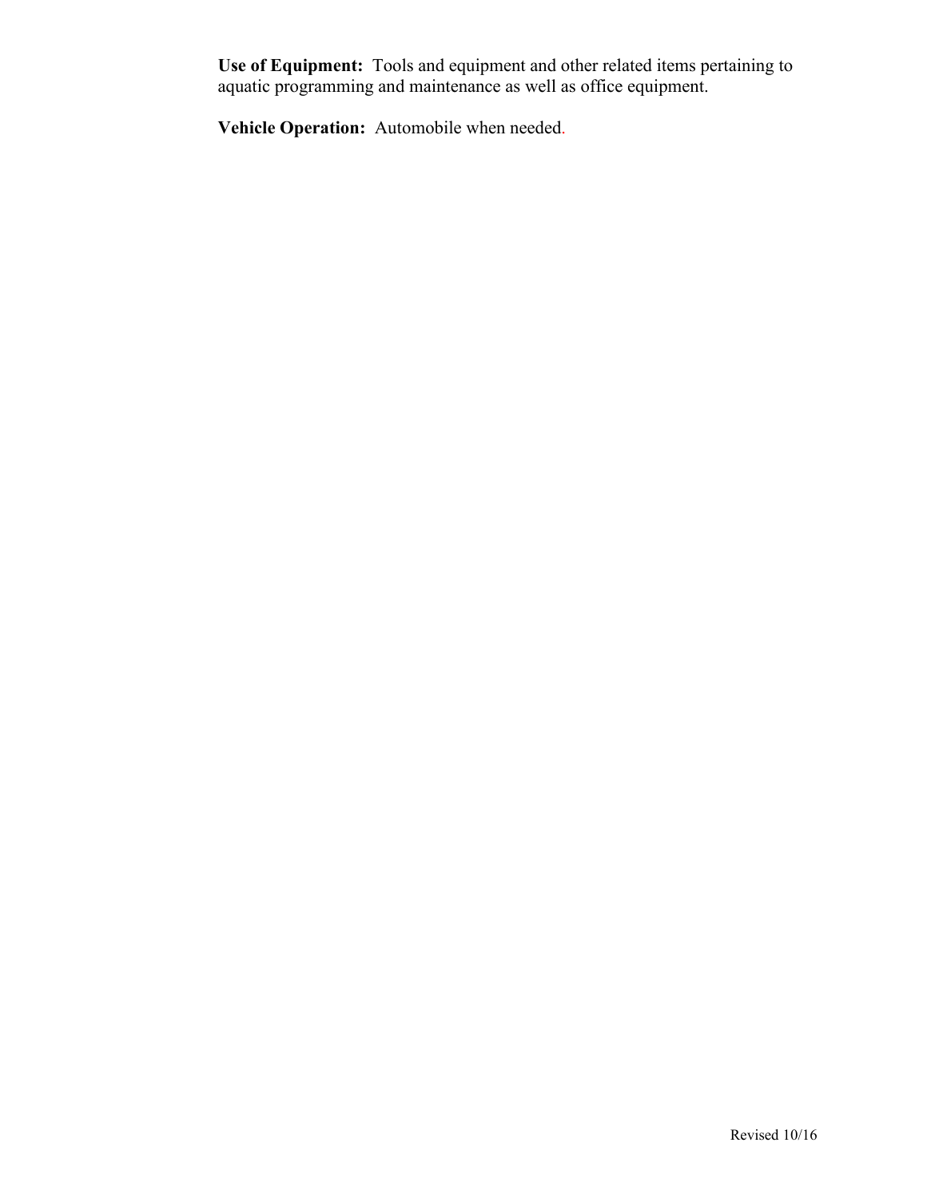**Use of Equipment:** Tools and equipment and other related items pertaining to aquatic programming and maintenance as well as office equipment.

**Vehicle Operation:** Automobile when needed.

Revised 10/16